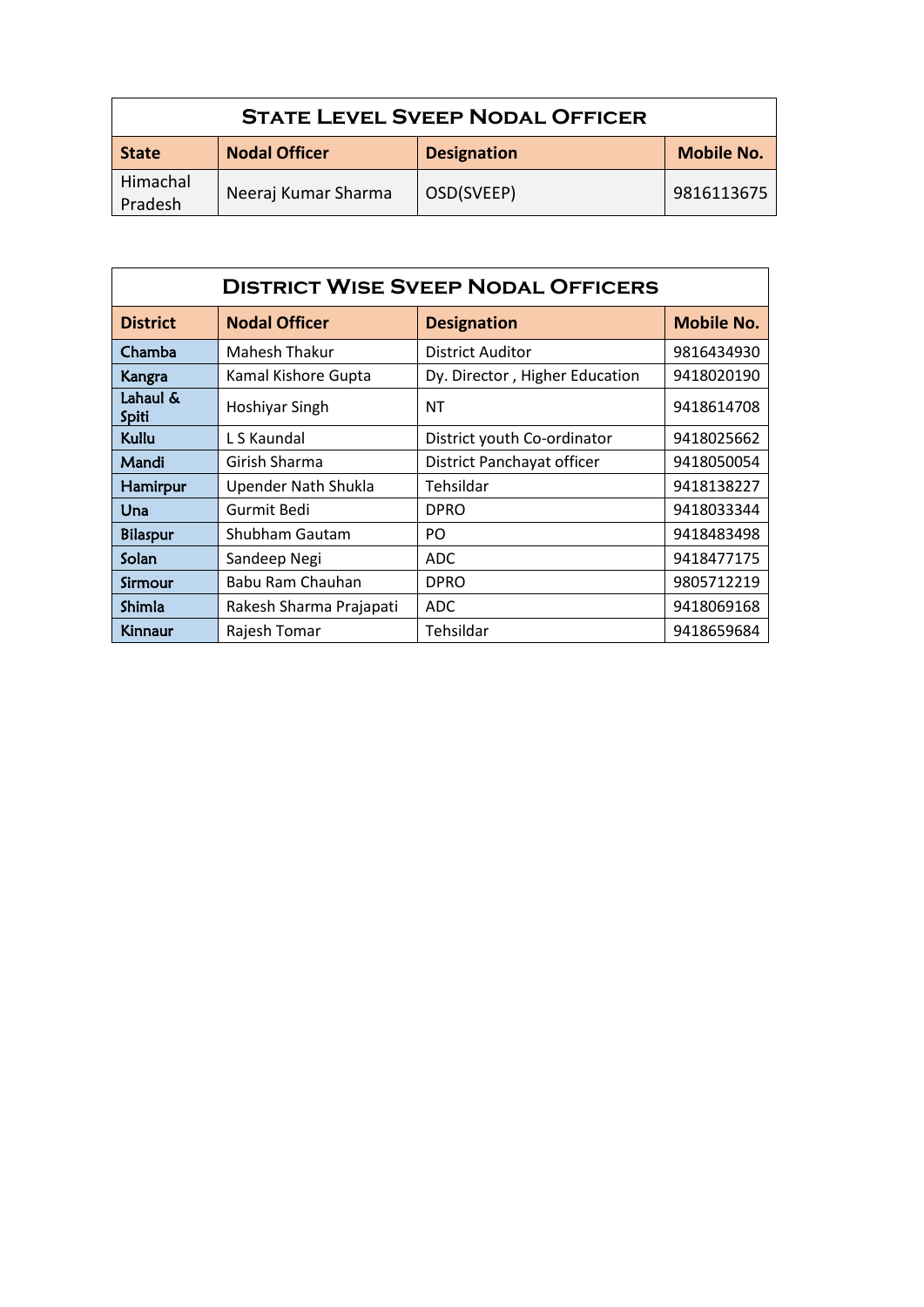## State Level SVEEP Nodal Officer

| State | Nodal Officer | Designation | Mobile No. |
|---|---|---|---|
| Himachal Pradesh | Neeraj Kumar Sharma | OSD(SVEEP) | 9816113675 |

## District Wise SVEEP Nodal Officers

| District | Nodal Officer | Designation | Mobile No. |
|---|---|---|---|
| Chamba | Mahesh Thakur | District Auditor | 9816434930 |
| Kangra | Kamal Kishore Gupta | Dy. Director , Higher Education | 9418020190 |
| Lahaul & Spiti | Hoshiyar Singh | NT | 9418614708 |
| Kullu | L S Kaundal | District youth Co-ordinator | 9418025662 |
| Mandi | Girish Sharma | District Panchayat officer | 9418050054 |
| Hamirpur | Upender Nath Shukla | Tehsildar | 9418138227 |
| Una | Gurmit Bedi | DPRO | 9418033344 |
| Bilaspur | Shubham Gautam | PO | 9418483498 |
| Solan | Sandeep Negi | ADC | 9418477175 |
| Sirmour | Babu Ram Chauhan | DPRO | 9805712219 |
| Shimla | Rakesh Sharma Prajapati | ADC | 9418069168 |
| Kinnaur | Rajesh Tomar | Tehsildar | 9418659684 |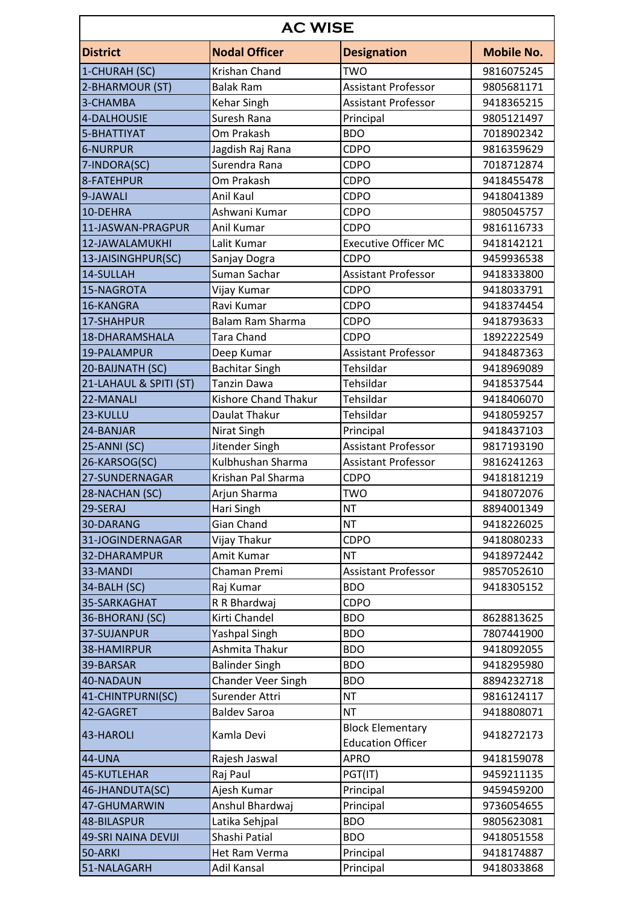## AC WISE

| District | Nodal Officer | Designation | Mobile No. |
|---|---|---|---|
| 1-CHURAH (SC) | Krishan Chand | TWO | 9816075245 |
| 2-BHARMOUR (ST) | Balak Ram | Assistant Professor | 9805681171 |
| 3-CHAMBA | Kehar Singh | Assistant Professor | 9418365215 |
| 4-DALHOUSIE | Suresh Rana | Principal | 9805121497 |
| 5-BHATTIYAT | Om Prakash | BDO | 7018902342 |
| 6-NURPUR | Jagdish Raj Rana | CDPO | 9816359629 |
| 7-INDORA(SC) | Surendra Rana | CDPO | 7018712874 |
| 8-FATEHPUR | Om Prakash | CDPO | 9418455478 |
| 9-JAWALI | Anil Kaul | CDPO | 9418041389 |
| 10-DEHRA | Ashwani Kumar | CDPO | 9805045757 |
| 11-JASWAN-PRAGPUR | Anil Kumar | CDPO | 9816116733 |
| 12-JAWALAMUKHI | Lalit Kumar | Executive Officer MC | 9418142121 |
| 13-JAISINGHPUR(SC) | Sanjay Dogra | CDPO | 9459936538 |
| 14-SULLAH | Suman Sachar | Assistant Professor | 9418333800 |
| 15-NAGROTA | Vijay Kumar | CDPO | 9418033791 |
| 16-KANGRA | Ravi Kumar | CDPO | 9418374454 |
| 17-SHAHPUR | Balam Ram Sharma | CDPO | 9418793633 |
| 18-DHARAMSHALA | Tara Chand | CDPO | 1892222549 |
| 19-PALAMPUR | Deep Kumar | Assistant Professor | 9418487363 |
| 20-BAIJNATH (SC) | Bachitar Singh | Tehsildar | 9418969089 |
| 21-LAHAUL & SPITI (ST) | Tanzin Dawa | Tehsildar | 9418537544 |
| 22-MANALI | Kishore Chand Thakur | Tehsildar | 9418406070 |
| 23-KULLU | Daulat Thakur | Tehsildar | 9418059257 |
| 24-BANJAR | Nirat Singh | Principal | 9418437103 |
| 25-ANNI (SC) | Jitender Singh | Assistant Professor | 9817193190 |
| 26-KARSOG(SC) | Kulbhushan Sharma | Assistant Professor | 9816241263 |
| 27-SUNDERNAGAR | Krishan Pal Sharma | CDPO | 9418181219 |
| 28-NACHAN (SC) | Arjun Sharma | TWO | 9418072076 |
| 29-SERAJ | Hari Singh | NT | 8894001349 |
| 30-DARANG | Gian Chand | NT | 9418226025 |
| 31-JOGINDERNAGAR | Vijay Thakur | CDPO | 9418080233 |
| 32-DHARAMPUR | Amit Kumar | NT | 9418972442 |
| 33-MANDI | Chaman Premi | Assistant Professor | 9857052610 |
| 34-BALH (SC) | Raj Kumar | BDO | 9418305152 |
| 35-SARKAGHAT | R R Bhardwaj | CDPO | |
| 36-BHORANJ (SC) | Kirti Chandel | BDO | 8628813625 |
| 37-SUJANPUR | Yashpal Singh | BDO | 7807441900 |
| 38-HAMIRPUR | Ashmita Thakur | BDO | 9418092055 |
| 39-BARSAR | Balinder Singh | BDO | 9418295980 |
| 40-NADAUN | Chander Veer Singh | BDO | 8894232718 |
| 41-CHINTPURNI(SC) | Surender Attri | NT | 9816124117 |
| 42-GAGRET | Baldev Saroa | NT | 9418808071 |
| 43-HAROLI | Kamla Devi | Block Elementary Education Officer | 9418272173 |
| 44-UNA | Rajesh Jaswal | APRO | 9418159078 |
| 45-KUTLEHAR | Raj Paul | PGT(IT) | 9459211135 |
| 46-JHANDUTA(SC) | Ajesh Kumar | Principal | 9459459200 |
| 47-GHUMARWIN | Anshul Bhardwaj | Principal | 9736054655 |
| 48-BILASPUR | Latika Sehjpal | BDO | 9805623081 |
| 49-SRI NAINA DEVIJI | Shashi Patial | BDO | 9418051558 |
| 50-ARKI | Het Ram Verma | Principal | 9418174887 |
| 51-NALAGARH | Adil Kansal | Principal | 9418033868 |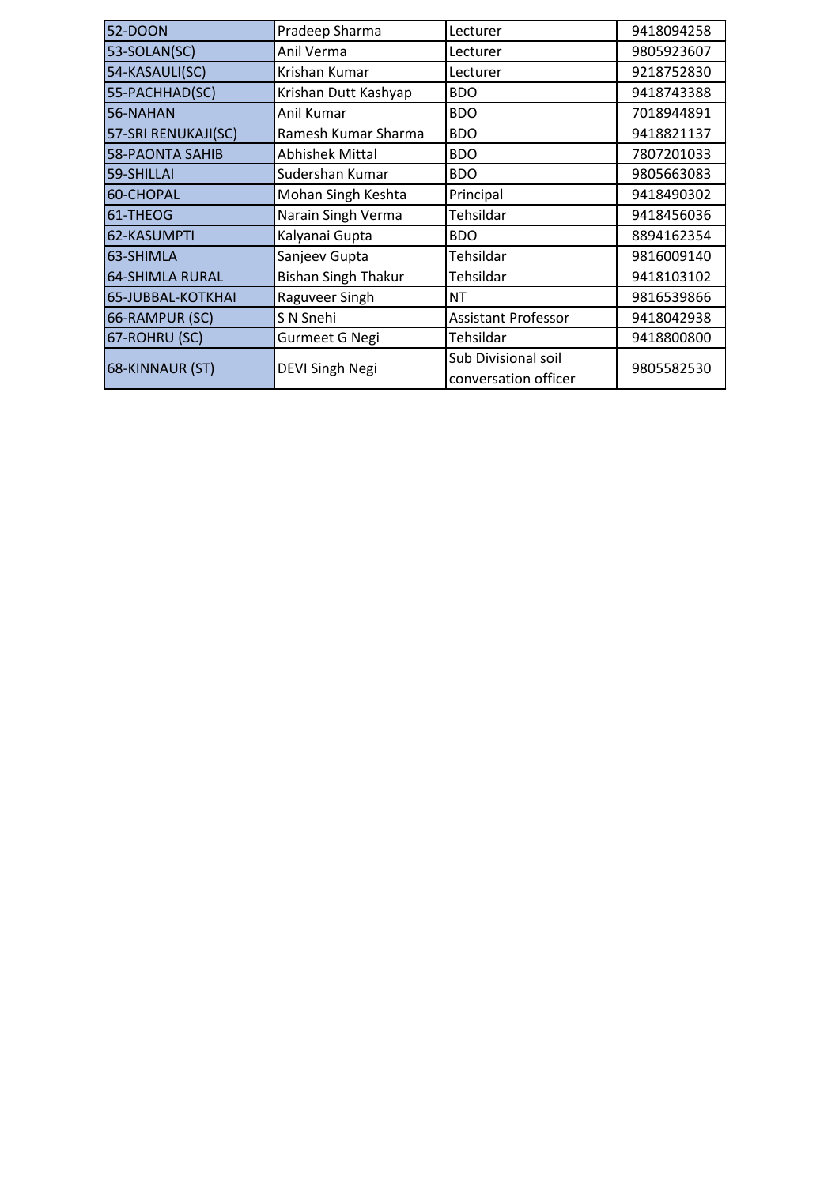| | | | |
|---|---|---|---|
| 52-DOON | Pradeep Sharma | Lecturer | 9418094258 |
| 53-SOLAN(SC) | Anil Verma | Lecturer | 9805923607 |
| 54-KASAULI(SC) | Krishan Kumar | Lecturer | 9218752830 |
| 55-PACHHAD(SC) | Krishan Dutt Kashyap | BDO | 9418743388 |
| 56-NAHAN | Anil Kumar | BDO | 7018944891 |
| 57-SRI RENUKAJI(SC) | Ramesh Kumar Sharma | BDO | 9418821137 |
| 58-PAONTA SAHIB | Abhishek Mittal | BDO | 7807201033 |
| 59-SHILLAI | Sudershan Kumar | BDO | 9805663083 |
| 60-CHOPAL | Mohan Singh Keshta | Principal | 9418490302 |
| 61-THEOG | Narain Singh Verma | Tehsildar | 9418456036 |
| 62-KASUMPTI | Kalyanai Gupta | BDO | 8894162354 |
| 63-SHIMLA | Sanjeev Gupta | Tehsildar | 9816009140 |
| 64-SHIMLA RURAL | Bishan Singh Thakur | Tehsildar | 9418103102 |
| 65-JUBBAL-KOTKHAI | Raguveer Singh | NT | 9816539866 |
| 66-RAMPUR (SC) | S N Snehi | Assistant Professor | 9418042938 |
| 67-ROHRU (SC) | Gurmeet G Negi | Tehsildar | 9418800800 |
| 68-KINNAUR (ST) | DEVI Singh Negi | Sub Divisional soil conversation officer | 9805582530 |